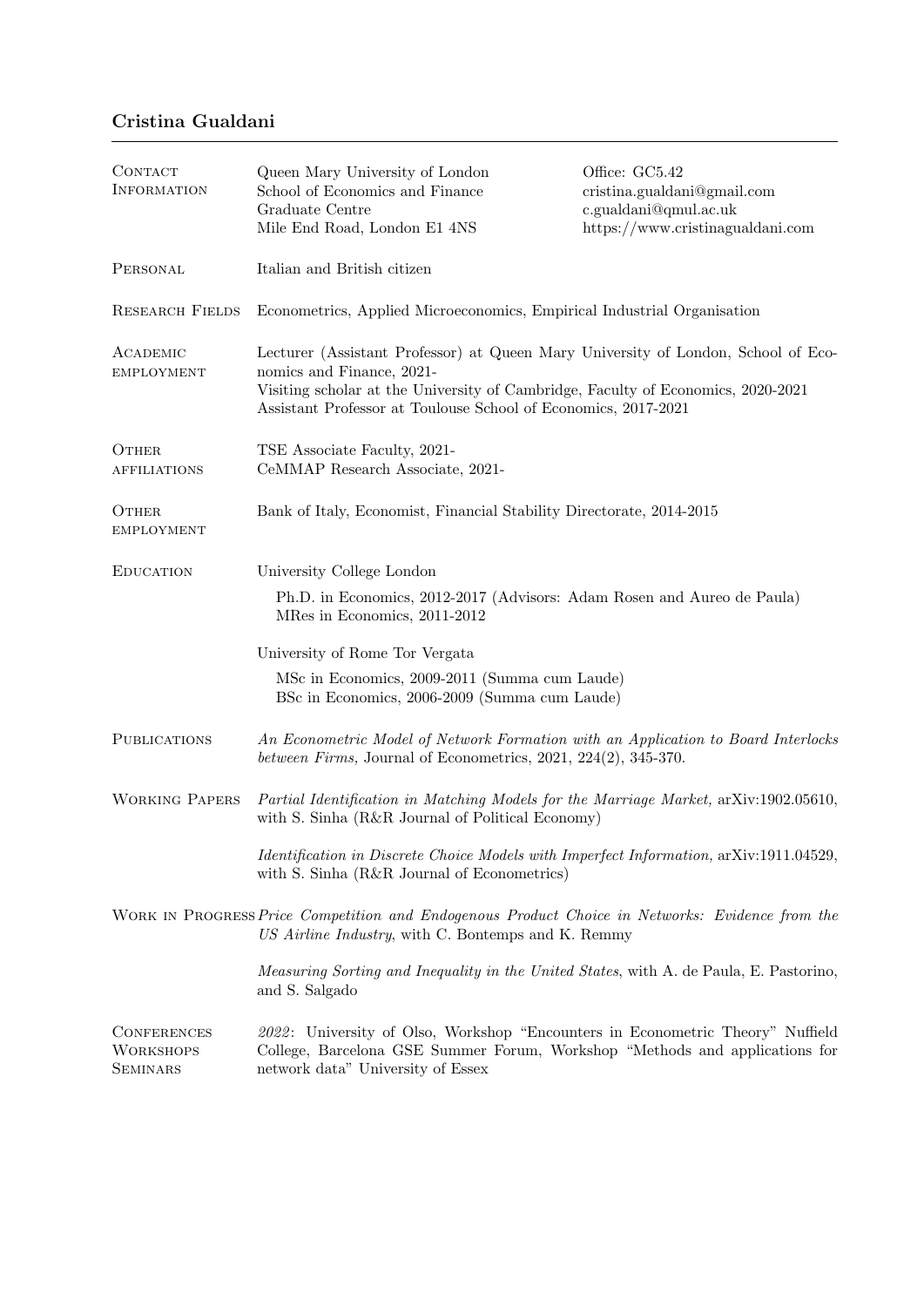# Cristina Gualdani

## Contact Information

Queen Mary University of London
School of Economics and Finance
Graduate Centre
Mile End Road, London E1 4NS

Office: GC5.42
cristina.gualdani@gmail.com
c.gualdani@qmul.ac.uk
https://www.cristinagualdani.com

## Personal

Italian and British citizen

## Research Fields

Econometrics, Applied Microeconomics, Empirical Industrial Organisation

## Academic employment

Lecturer (Assistant Professor) at Queen Mary University of London, School of Economics and Finance, 2021-
Visiting scholar at the University of Cambridge, Faculty of Economics, 2020-2021
Assistant Professor at Toulouse School of Economics, 2017-2021

## Other affiliations

TSE Associate Faculty, 2021-
CeMMAP Research Associate, 2021-

## Other employment

Bank of Italy, Economist, Financial Stability Directorate, 2014-2015

## Education

University College London

Ph.D. in Economics, 2012-2017 (Advisors: Adam Rosen and Aureo de Paula)
MRes in Economics, 2011-2012

University of Rome Tor Vergata

MSc in Economics, 2009-2011 (Summa cum Laude)
BSc in Economics, 2006-2009 (Summa cum Laude)

## Publications

*An Econometric Model of Network Formation with an Application to Board Interlocks between Firms,* Journal of Econometrics, 2021, 224(2), 345-370.

## Working Papers

*Partial Identification in Matching Models for the Marriage Market,* arXiv:1902.05610, with S. Sinha (R&R Journal of Political Economy)

*Identification in Discrete Choice Models with Imperfect Information,* arXiv:1911.04529, with S. Sinha (R&R Journal of Econometrics)

## Work in Progress

*Price Competition and Endogenous Product Choice in Networks: Evidence from the US Airline Industry*, with C. Bontemps and K. Remmy

*Measuring Sorting and Inequality in the United States*, with A. de Paula, E. Pastorino, and S. Salgado

## Conferences Workshops Seminars

*2022*: University of Olso, Workshop "Encounters in Econometric Theory" Nuffield College, Barcelona GSE Summer Forum, Workshop "Methods and applications for network data" University of Essex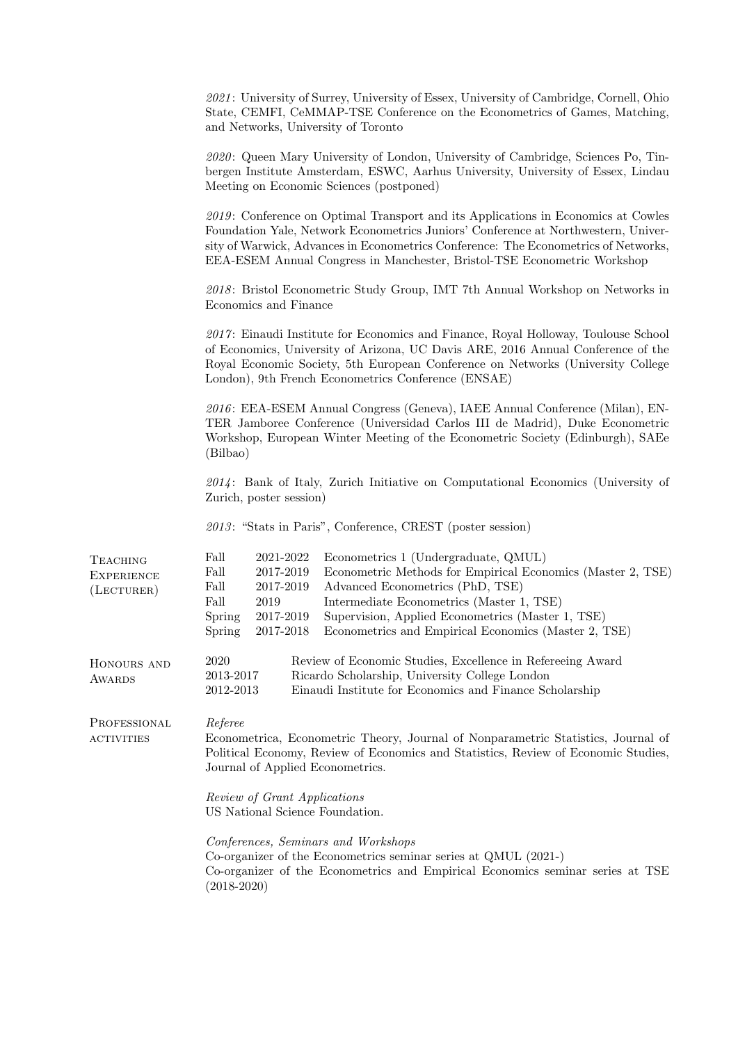*2021*: University of Surrey, University of Essex, University of Cambridge, Cornell, Ohio State, CEMFI, CeMMAP-TSE Conference on the Econometrics of Games, Matching, and Networks, University of Toronto

*2020*: Queen Mary University of London, University of Cambridge, Sciences Po, Tinbergen Institute Amsterdam, ESWC, Aarhus University, University of Essex, Lindau Meeting on Economic Sciences (postponed)

*2019*: Conference on Optimal Transport and its Applications in Economics at Cowles Foundation Yale, Network Econometrics Juniors' Conference at Northwestern, University of Warwick, Advances in Econometrics Conference: The Econometrics of Networks, EEA-ESEM Annual Congress in Manchester, Bristol-TSE Econometric Workshop

*2018*: Bristol Econometric Study Group, IMT 7th Annual Workshop on Networks in Economics and Finance

*2017*: Einaudi Institute for Economics and Finance, Royal Holloway, Toulouse School of Economics, University of Arizona, UC Davis ARE, 2016 Annual Conference of the Royal Economic Society, 5th European Conference on Networks (University College London), 9th French Econometrics Conference (ENSAE)

*2016*: EEA-ESEM Annual Congress (Geneva), IAEE Annual Conference (Milan), ENTER Jamboree Conference (Universidad Carlos III de Madrid), Duke Econometric Workshop, European Winter Meeting of the Econometric Society (Edinburgh), SAEe (Bilbao)

*2014*: Bank of Italy, Zurich Initiative on Computational Economics (University of Zurich, poster session)

*2013*: "Stats in Paris", Conference, CREST (poster session)

## Teaching Experience (Lecturer)

| | | |
|---|---|---|
| Fall | 2021-2022 | Econometrics 1 (Undergraduate, QMUL) |
| Fall | 2017-2019 | Econometric Methods for Empirical Economics (Master 2, TSE) |
| Fall | 2017-2019 | Advanced Econometrics (PhD, TSE) |
| Fall | 2019 | Intermediate Econometrics (Master 1, TSE) |
| Spring | 2017-2019 | Supervision, Applied Econometrics (Master 1, TSE) |
| Spring | 2017-2018 | Econometrics and Empirical Economics (Master 2, TSE) |

## Honours and Awards

| | |
|---|---|
| 2020 | Review of Economic Studies, Excellence in Refereeing Award |
| 2013-2017 | Ricardo Scholarship, University College London |
| 2012-2013 | Einaudi Institute for Economics and Finance Scholarship |

## Professional activities

*Referee*
Econometrica, Econometric Theory, Journal of Nonparametric Statistics, Journal of Political Economy, Review of Economics and Statistics, Review of Economic Studies, Journal of Applied Econometrics.

*Review of Grant Applications*
US National Science Foundation.

*Conferences, Seminars and Workshops*
Co-organizer of the Econometrics seminar series at QMUL (2021-)
Co-organizer of the Econometrics and Empirical Economics seminar series at TSE (2018-2020)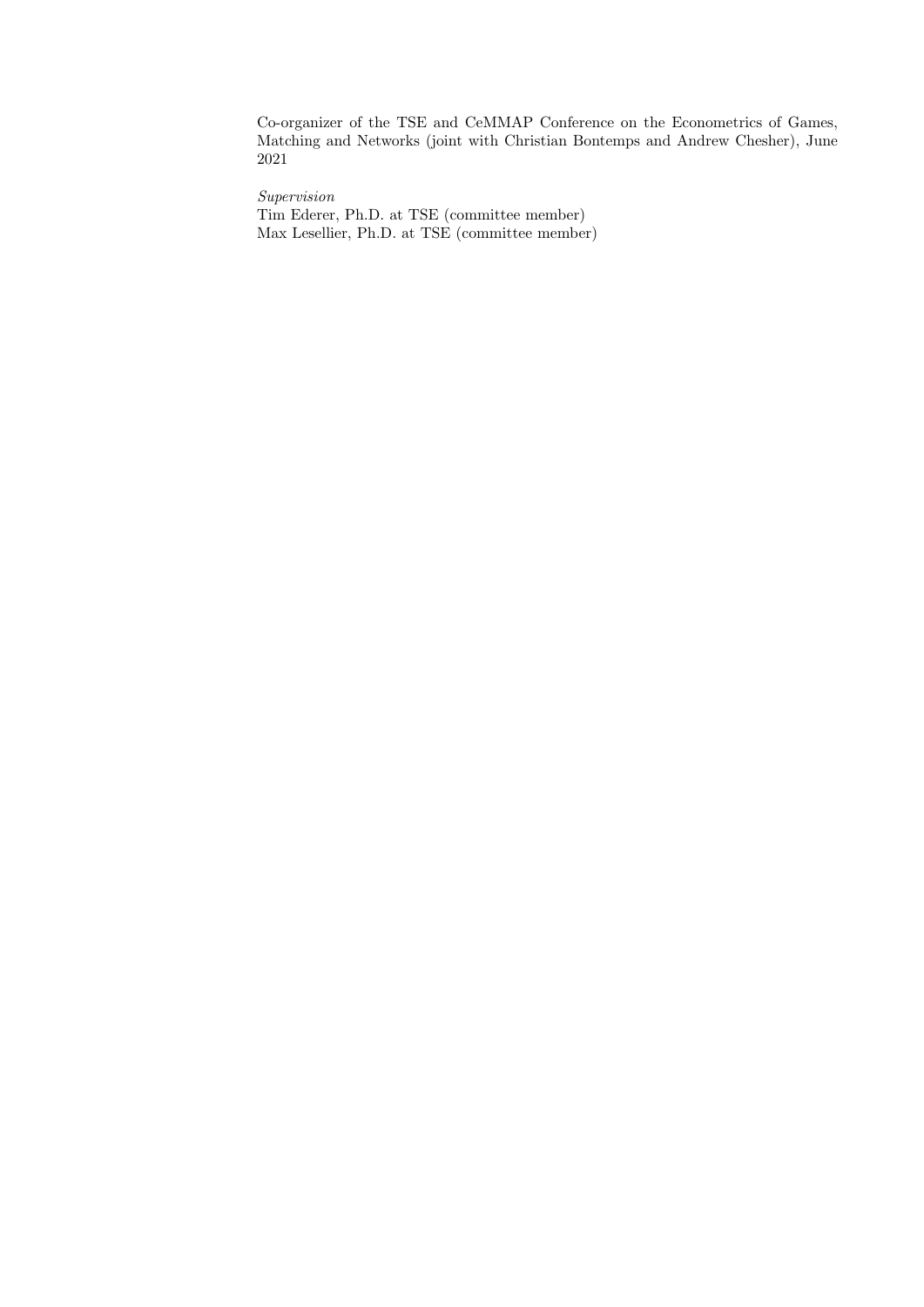Co-organizer of the TSE and CeMMAP Conference on the Econometrics of Games, Matching and Networks (joint with Christian Bontemps and Andrew Chesher), June 2021

*Supervision*
Tim Ederer, Ph.D. at TSE (committee member)
Max Lesellier, Ph.D. at TSE (committee member)